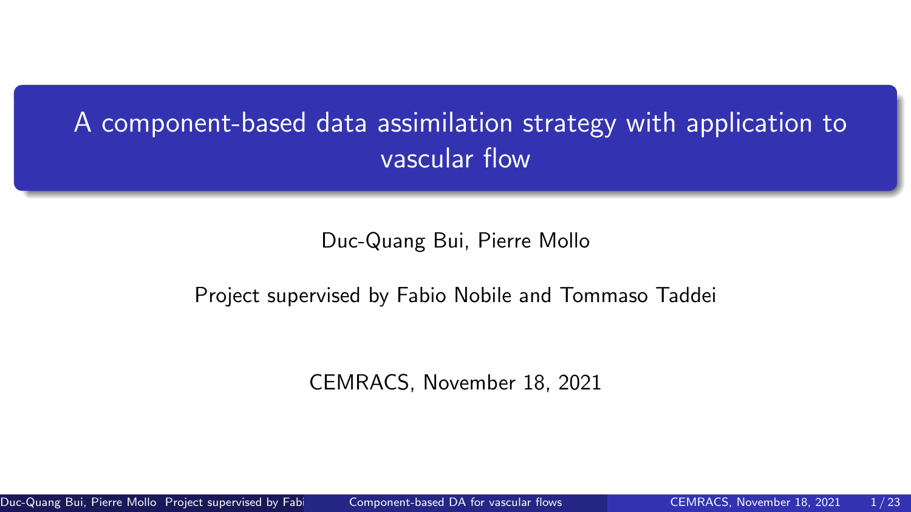# A component-based data assimilation strategy with application to vascular flow

Duc-Quang Bui, Pierre Mollo

Project supervised by Fabio Nobile and Tommaso Taddei

CEMRACS, November 18, 2021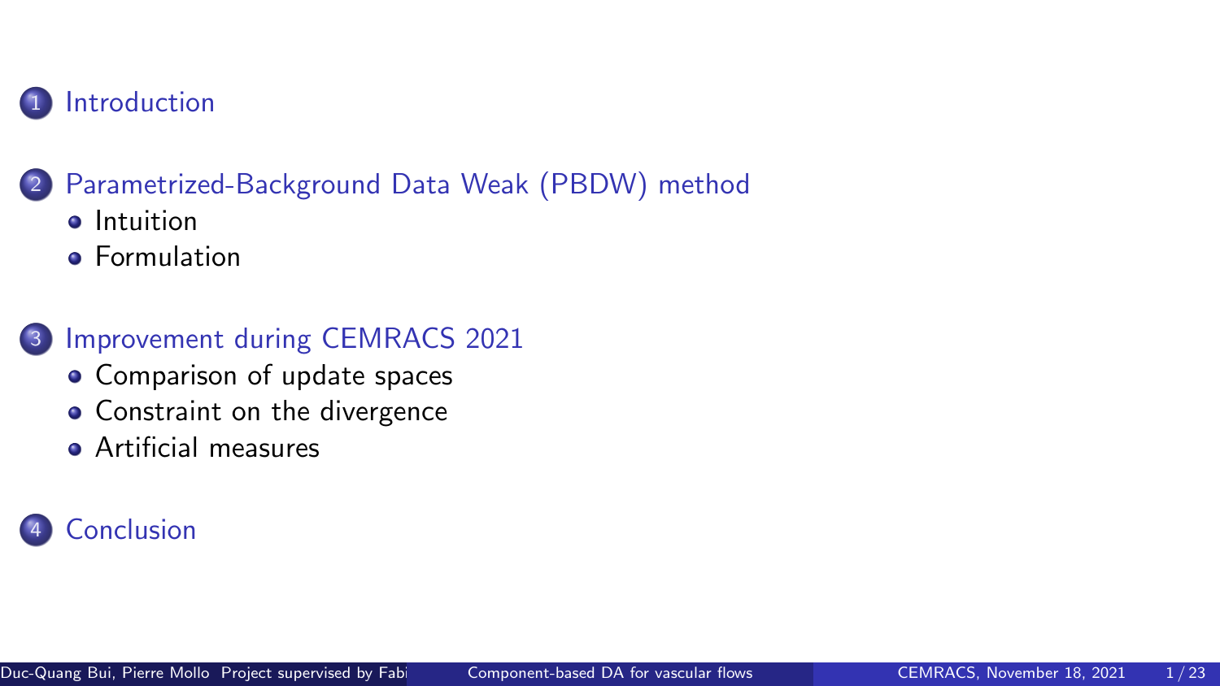1. Introduction
2. Parametrized-Background Data Weak (PBDW) method
   - Intuition
   - Formulation
3. Improvement during CEMRACS 2021
   - Comparison of update spaces
   - Constraint on the divergence
   - Artificial measures
4. Conclusion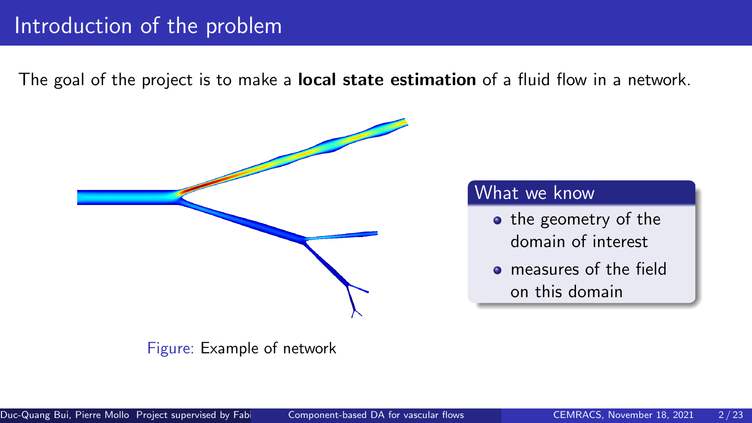# Introduction of the problem

The goal of the project is to make a **local state estimation** of a fluid flow in a network.

Figure: Example of network

**What we know**

- the geometry of the domain of interest
- measures of the field on this domain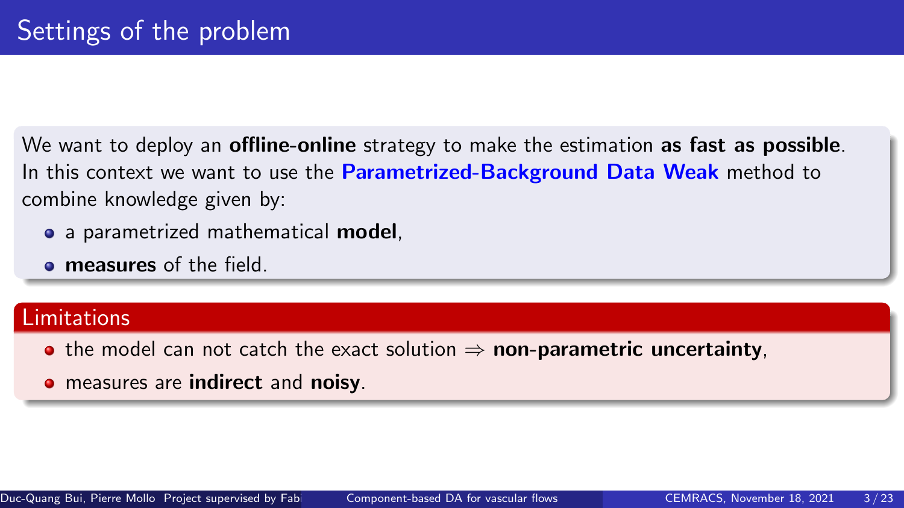# Settings of the problem

We want to deploy an **offline-online** strategy to make the estimation **as fast as possible**. In this context we want to use the **Parametrized-Background Data Weak** method to combine knowledge given by:

- a parametrized mathematical **model**,
- **measures** of the field.

## Limitations

- the model can not catch the exact solution $\Rightarrow$ **non-parametric uncertainty**,
- measures are **indirect** and **noisy**.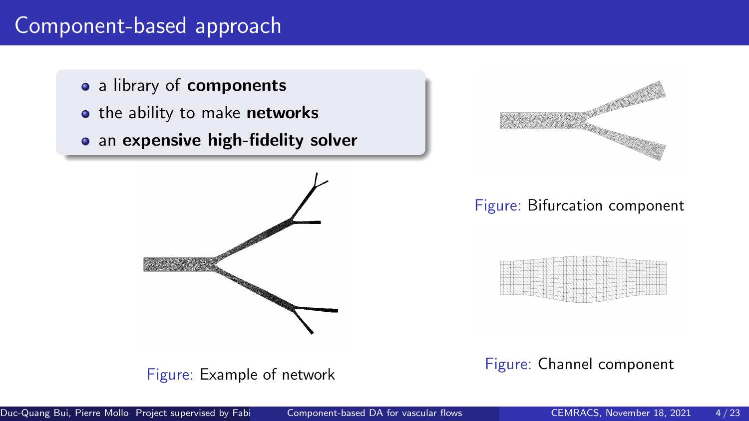# Component-based approach

- a library of **components**
- the ability to make **networks**
- an **expensive high-fidelity solver**

Figure: Example of network

Figure: Bifurcation component

Figure: Channel component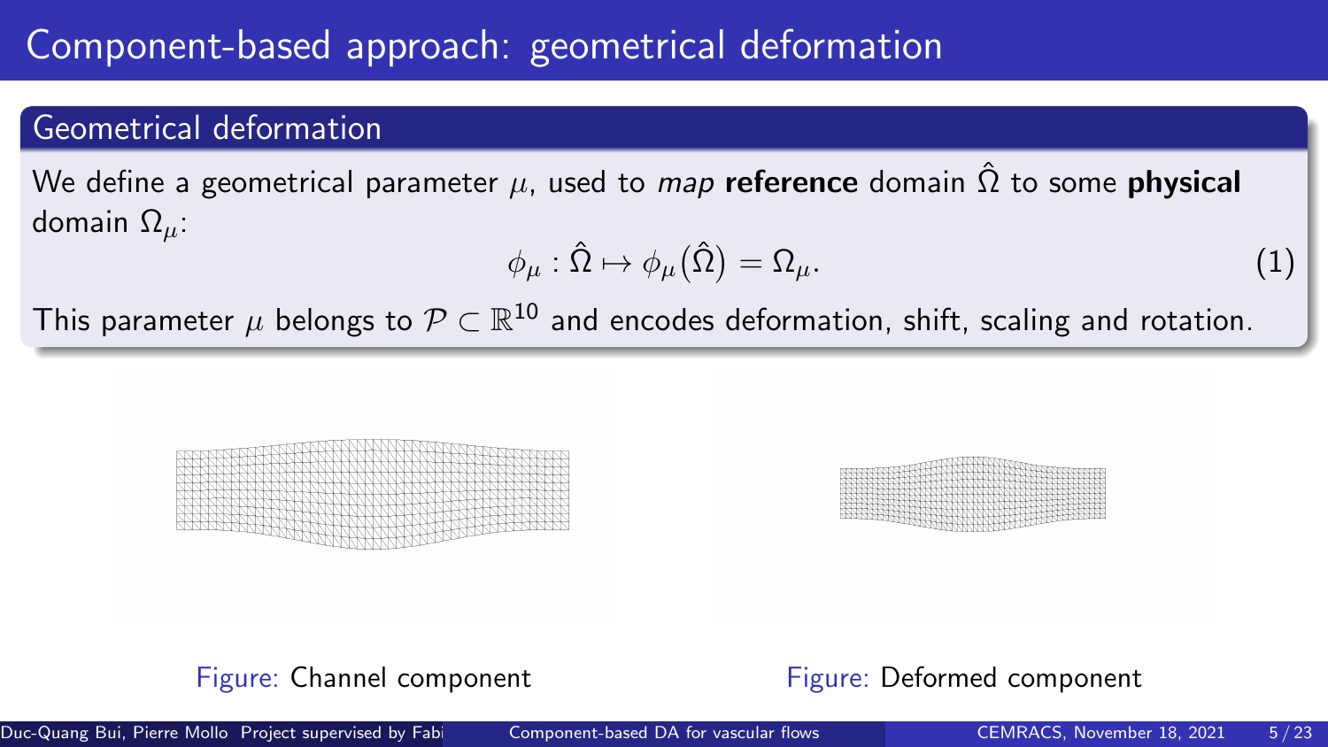# Component-based approach: geometrical deformation

## Geometrical deformation

We define a geometrical parameter $\mu$, used to *map* **reference** domain $\hat{\Omega}$ to some **physical** domain $\Omega_\mu$:

$$\phi_\mu : \hat{\Omega} \mapsto \phi_\mu(\hat{\Omega}) = \Omega_\mu. \tag{1}$$

This parameter $\mu$ belongs to $\mathcal{P} \subset \mathbb{R}^{10}$ and encodes deformation, shift, scaling and rotation.

Figure: Channel component

Figure: Deformed component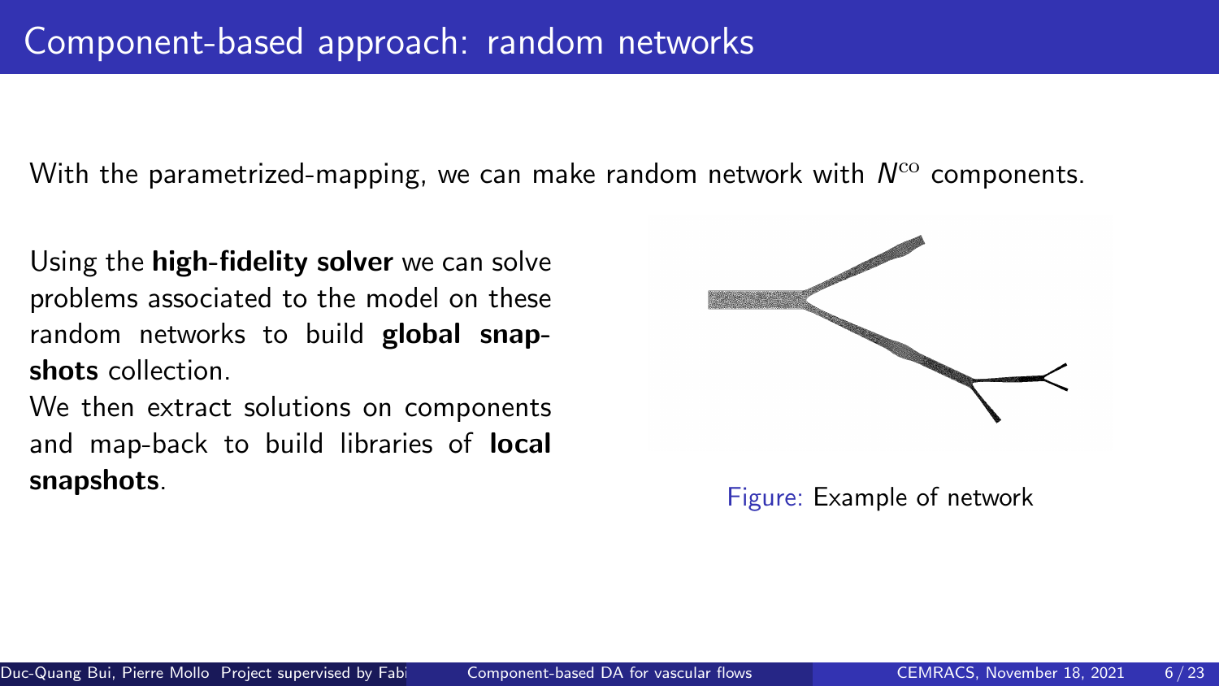# Component-based approach: random networks

With the parametrized-mapping, we can make random network with $N^{\text{co}}$ components.

Using the **high-fidelity solver** we can solve problems associated to the model on these random networks to build **global snapshots** collection.

We then extract solutions on components and map-back to build libraries of **local snapshots**.

Figure: Example of network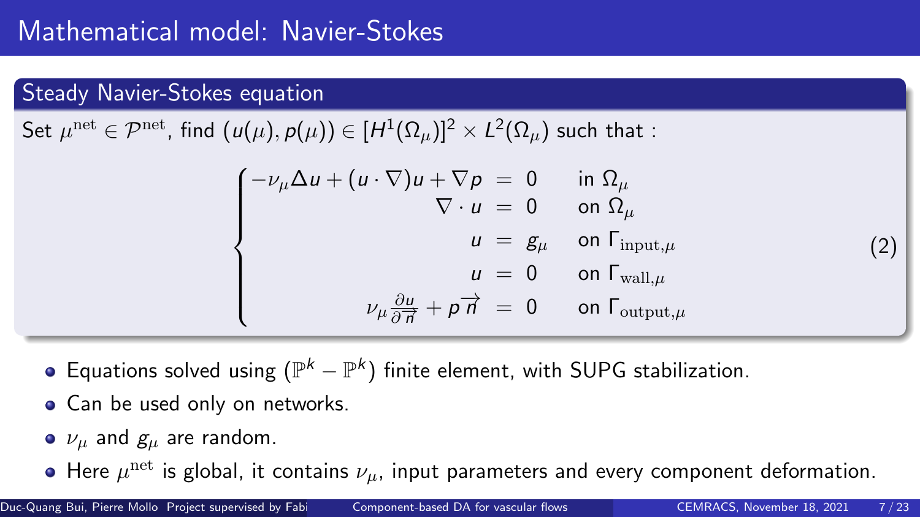# Mathematical model: Navier-Stokes

## Steady Navier-Stokes equation

Set $\mu^{\mathrm{net}} \in \mathcal{P}^{\mathrm{net}}$, find $(u(\mu), p(\mu)) \in [H^1(\Omega_\mu)]^2 \times L^2(\Omega_\mu)$ such that :

$$
\begin{cases}
-\nu_\mu \Delta u + (u \cdot \nabla) u + \nabla p = 0 & \text{in } \Omega_\mu \\
\nabla \cdot u = 0 & \text{on } \Omega_\mu \\
u = g_\mu & \text{on } \Gamma_{\mathrm{input},\mu} \\
u = 0 & \text{on } \Gamma_{\mathrm{wall},\mu} \\
\nu_\mu \frac{\partial u}{\partial \vec{n}} + p \vec{n} = 0 & \text{on } \Gamma_{\mathrm{output},\mu}
\end{cases}
\tag{2}
$$

- Equations solved using ($\mathbb{P}^k - \mathbb{P}^k$) finite element, with SUPG stabilization.
- Can be used only on networks.
- $\nu_\mu$ and $g_\mu$ are random.
- Here $\mu^{\mathrm{net}}$ is global, it contains $\nu_\mu$, input parameters and every component deformation.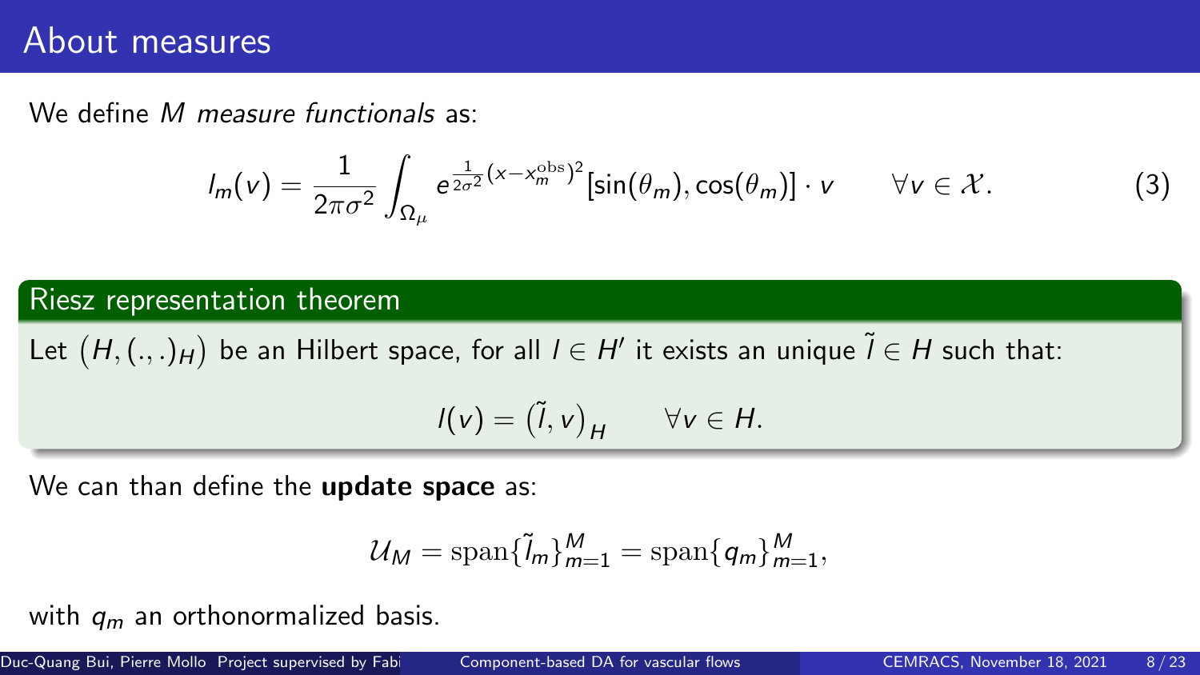# About measures

We define $M$ *measure functionals* as:

$$l_m(v) = \frac{1}{2\pi\sigma^2} \int_{\Omega_\mu} e^{\frac{1}{2\sigma^2}(x - x_m^{\text{obs}})^2} [\sin(\theta_m), \cos(\theta_m)] \cdot v \qquad \forall v \in \mathcal{X}. \tag{3}$$

**Riesz representation theorem**

Let $(H, (.,.)_H)$ be an Hilbert space, for all $l \in H'$ it exists an unique $\tilde{l} \in H$ such that:

$$l(v) = \left(\tilde{l}, v\right)_H \qquad \forall v \in H.$$

We can than define the **update space** as:

$$\mathcal{U}_M = \text{span}\{\tilde{l}_m\}_{m=1}^M = \text{span}\{q_m\}_{m=1}^M,$$

with $q_m$ an orthonormalized basis.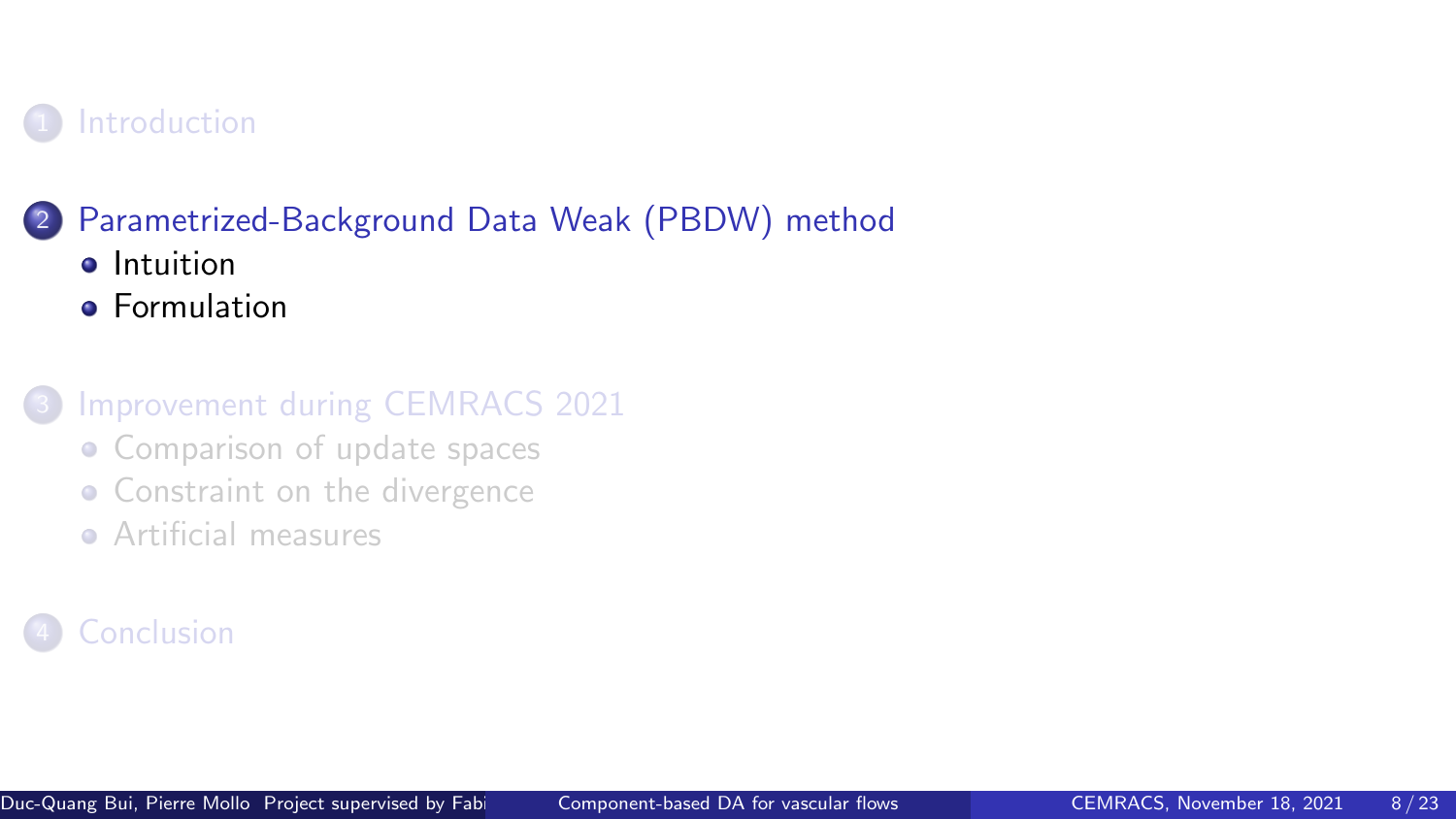1. Introduction

2. Parametrized-Background Data Weak (PBDW) method
   - Intuition
   - Formulation

3. Improvement during CEMRACS 2021
   - Comparison of update spaces
   - Constraint on the divergence
   - Artificial measures

4. Conclusion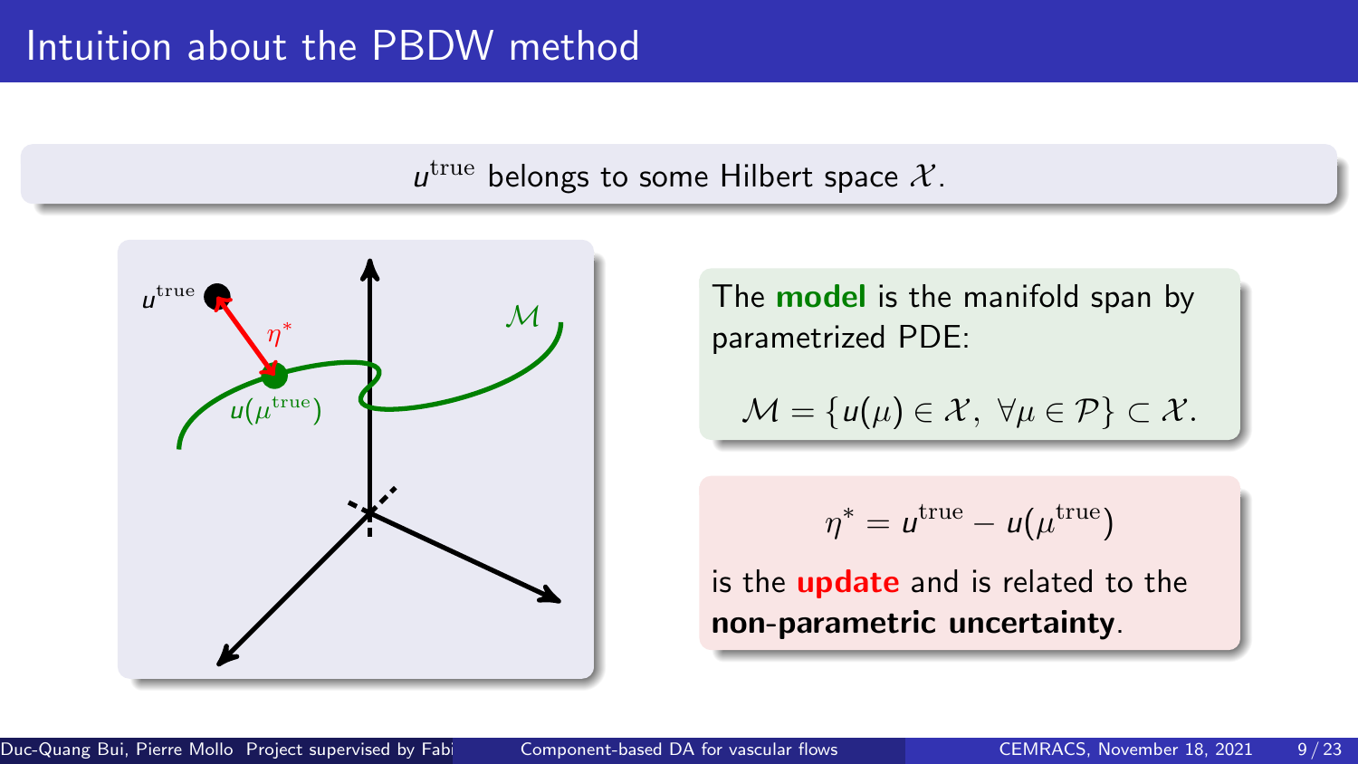# Intuition about the PBDW method

$u^{\text{true}}$ belongs to some Hilbert space $\mathcal{X}$.

The **model** is the manifold span by parametrized PDE:

$$\mathcal{M} = \{u(\mu) \in \mathcal{X},\ \forall \mu \in \mathcal{P}\} \subset \mathcal{X}.$$

$$\eta^* = u^{\text{true}} - u(\mu^{\text{true}})$$

is the **update** and is related to the **non-parametric uncertainty**.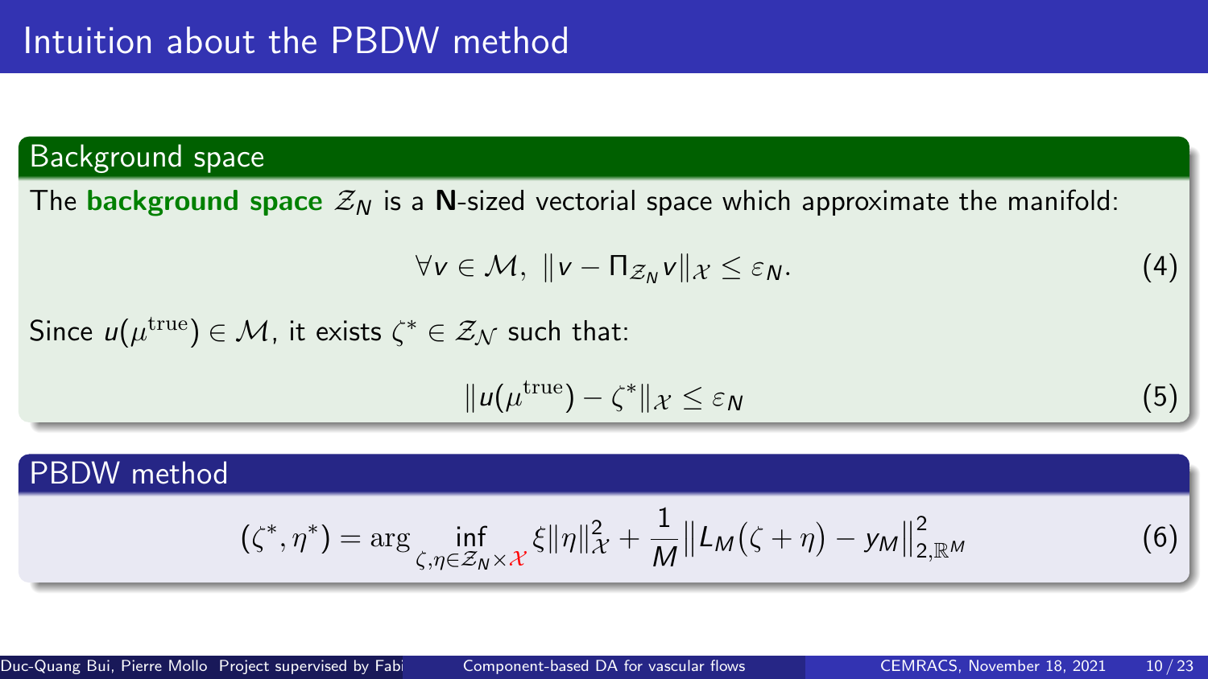# Intuition about the PBDW method

## Background space

The **background space** $\mathcal{Z}_N$ is a **N**-sized vectorial space which approximate the manifold:

$$\forall v \in \mathcal{M},\ \|v - \Pi_{\mathcal{Z}_N} v\|_{\mathcal{X}} \leq \varepsilon_N. \tag{4}$$

Since $u(\mu^{\mathrm{true}}) \in \mathcal{M}$, it exists $\zeta^* \in \mathcal{Z}_{\mathcal{N}}$ such that:

$$\|u(\mu^{\mathrm{true}}) - \zeta^*\|_{\mathcal{X}} \leq \varepsilon_N \tag{5}$$

## PBDW method

$$(\zeta^*, \eta^*) = \arg \inf_{\zeta, \eta \in \mathcal{Z}_N \times \mathcal{X}} \xi \|\eta\|_{\mathcal{X}}^2 + \frac{1}{M} \left\| L_M(\zeta + \eta) - y_M \right\|_{2,\mathbb{R}^M}^2 \tag{6}$$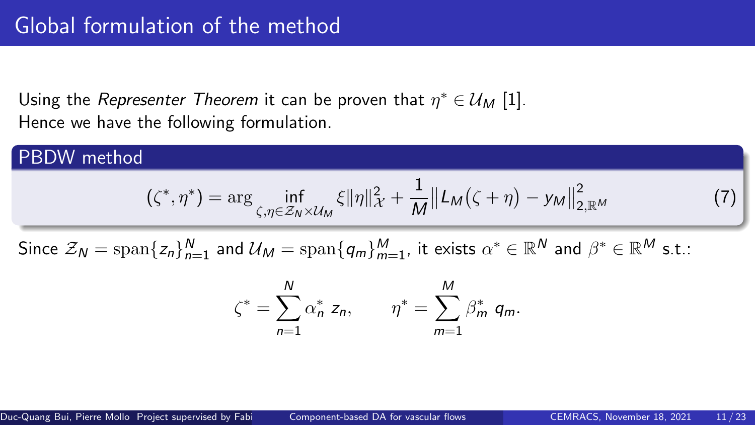# Global formulation of the method

Using the *Representer Theorem* it can be proven that $\eta^* \in \mathcal{U}_M$ [1].
Hence we have the following formulation.

## PBDW method

$$(\zeta^*, \eta^*) = \arg \inf_{\zeta, \eta \in \mathcal{Z}_N \times \mathcal{U}_M} \xi \|\eta\|_{\mathcal{X}}^2 + \frac{1}{M} \big\| L_M(\zeta + \eta) - y_M \big\|_{2,\mathbb{R}^M}^2 \tag{7}$$

Since $\mathcal{Z}_N = \operatorname{span}\{z_n\}_{n=1}^N$ and $\mathcal{U}_M = \operatorname{span}\{q_m\}_{m=1}^M$, it exists $\alpha^* \in \mathbb{R}^N$ and $\beta^* \in \mathbb{R}^M$ s.t.:

$$\zeta^* = \sum_{n=1}^{N} \alpha_n^* \, z_n, \qquad \eta^* = \sum_{m=1}^{M} \beta_m^* \, q_m.$$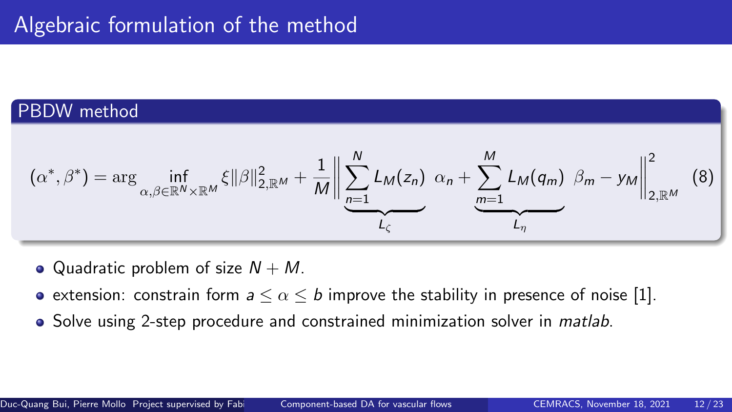# Algebraic formulation of the method

## PBDW method

$$(\alpha^*, \beta^*) = \arg \inf_{\alpha,\beta \in \mathbb{R}^N \times \mathbb{R}^M} \xi \|\beta\|^2_{2,\mathbb{R}^M} + \frac{1}{M} \left\| \underbrace{\sum_{n=1}^{N} L_M(z_n)}_{L_\zeta} \ \alpha_n + \underbrace{\sum_{m=1}^{M} L_M(q_m)}_{L_\eta} \ \beta_m - y_M \right\|^2_{2,\mathbb{R}^M} \quad (8)$$

- Quadratic problem of size $N + M$.
- extension: constrain form $a \leq \alpha \leq b$ improve the stability in presence of noise [1].
- Solve using 2-step procedure and constrained minimization solver in *matlab*.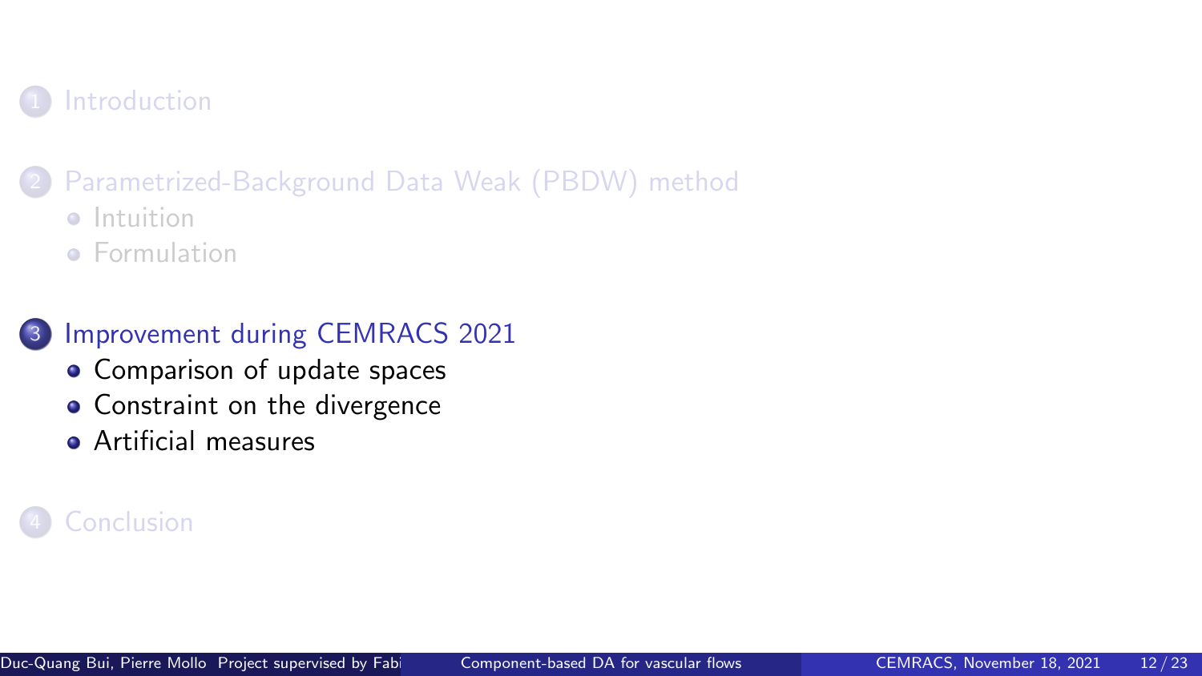1. Introduction

2. Parametrized-Background Data Weak (PBDW) method
   - Intuition
   - Formulation

3. Improvement during CEMRACS 2021
   - Comparison of update spaces
   - Constraint on the divergence
   - Artificial measures

4. Conclusion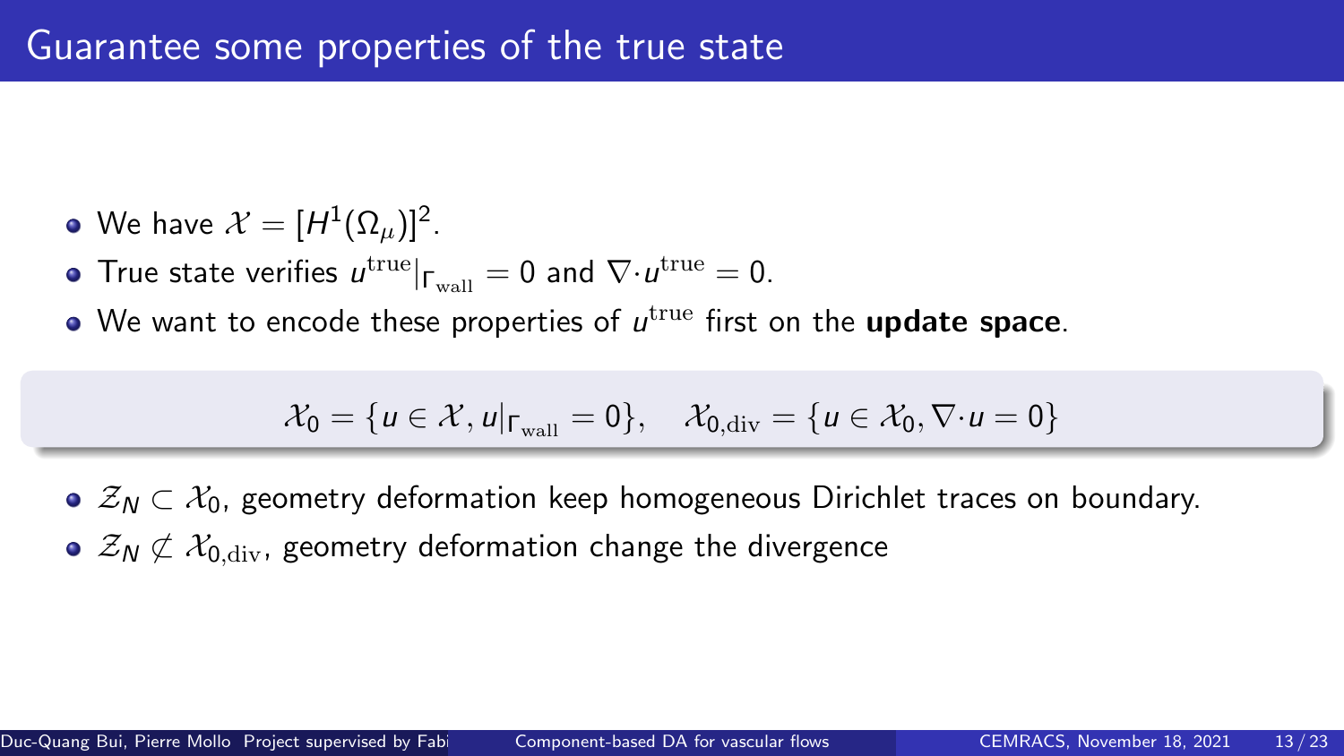# Guarantee some properties of the true state

- We have $\mathcal{X} = [H^1(\Omega_\mu)]^2$.
- True state verifies $u^{\mathrm{true}}|_{\Gamma_{\mathrm{wall}}} = 0$ and $\nabla \cdot u^{\mathrm{true}} = 0$.
- We want to encode these properties of $u^{\mathrm{true}}$ first on the **update space**.

$$\mathcal{X}_0 = \{u \in \mathcal{X}, u|_{\Gamma_{\mathrm{wall}}} = 0\}, \quad \mathcal{X}_{0,\mathrm{div}} = \{u \in \mathcal{X}_0, \nabla \cdot u = 0\}$$

- $\mathcal{Z}_N \subset \mathcal{X}_0$, geometry deformation keep homogeneous Dirichlet traces on boundary.
- $\mathcal{Z}_N \not\subset \mathcal{X}_{0,\mathrm{div}}$, geometry deformation change the divergence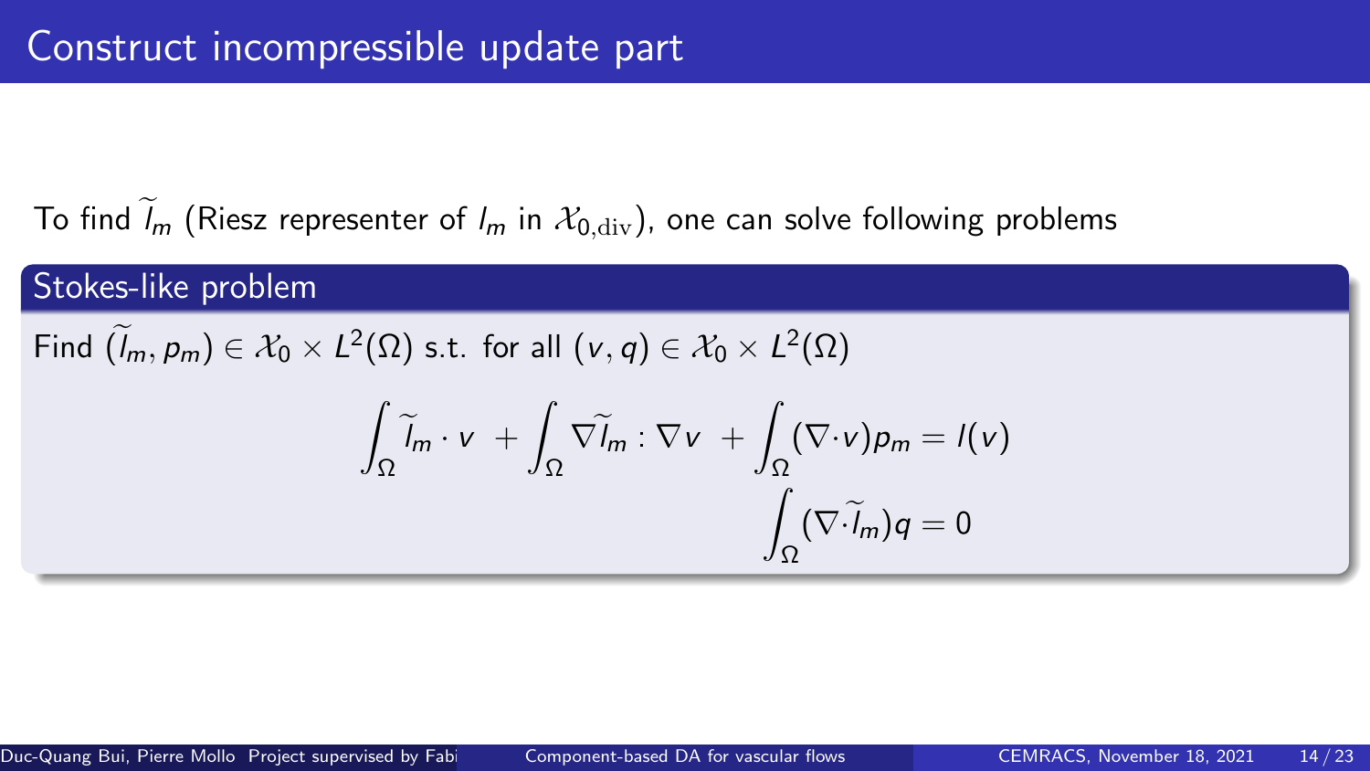# Construct incompressible update part

To find $\widetilde{l}_m$ (Riesz representer of $l_m$ in $\mathcal{X}_{0,\mathrm{div}}$), one can solve following problems

### Stokes-like problem

Find $(\widetilde{l}_m, p_m) \in \mathcal{X}_0 \times L^2(\Omega)$ s.t. for all $(v, q) \in \mathcal{X}_0 \times L^2(\Omega)$

$$\int_\Omega \widetilde{l}_m \cdot v \;+ \int_\Omega \nabla \widetilde{l}_m : \nabla v \;+ \int_\Omega (\nabla \cdot v) p_m = l(v)$$

$$\int_\Omega (\nabla \cdot \widetilde{l}_m) q = 0$$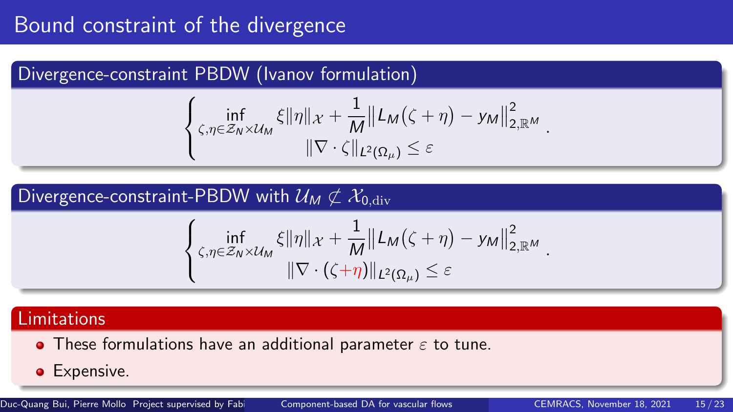# Bound constraint of the divergence

### Divergence-constraint PBDW (Ivanov formulation)

$$
\begin{cases}
\displaystyle\inf_{\zeta,\eta \in \mathcal{Z}_N \times \mathcal{U}_M} \xi \|\eta\|_{\mathcal{X}} + \frac{1}{M} \left\| L_M(\zeta + \eta) - y_M \right\|^2_{2,\mathbb{R}^M} \\
\|\nabla \cdot \zeta\|_{L^2(\Omega_\mu)} \leq \varepsilon
\end{cases}.
$$

### Divergence-constraint-PBDW with $\mathcal{U}_M \not\subset \mathcal{X}_{0,\mathrm{div}}$

$$
\begin{cases}
\displaystyle\inf_{\zeta,\eta \in \mathcal{Z}_N \times \mathcal{U}_M} \xi \|\eta\|_{\mathcal{X}} + \frac{1}{M} \left\| L_M(\zeta + \eta) - y_M \right\|^2_{2,\mathbb{R}^M} \\
\|\nabla \cdot (\zeta + \eta)\|_{L^2(\Omega_\mu)} \leq \varepsilon
\end{cases}.
$$

### Limitations

- These formulations have an additional parameter $\varepsilon$ to tune.
- Expensive.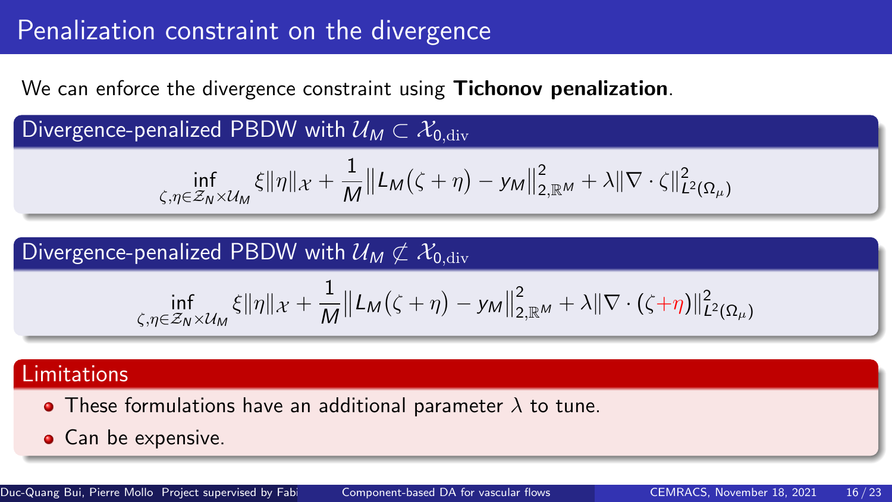# Penalization constraint on the divergence

We can enforce the divergence constraint using **Tichonov penalization**.

### Divergence-penalized PBDW with $\mathcal{U}_M \subset \mathcal{X}_{0,\mathrm{div}}$

$$
\inf_{\zeta,\eta \in \mathcal{Z}_N \times \mathcal{U}_M} \xi \|\eta\|_{\mathcal{X}} + \frac{1}{M} \left\| L_M(\zeta + \eta) - y_M \right\|^2_{2,\mathbb{R}^M} + \lambda \|\nabla \cdot \zeta\|^2_{L^2(\Omega_\mu)}
$$

### Divergence-penalized PBDW with $\mathcal{U}_M \not\subset \mathcal{X}_{0,\mathrm{div}}$

$$
\inf_{\zeta,\eta \in \mathcal{Z}_N \times \mathcal{U}_M} \xi \|\eta\|_{\mathcal{X}} + \frac{1}{M} \left\| L_M(\zeta + \eta) - y_M \right\|^2_{2,\mathbb{R}^M} + \lambda \|\nabla \cdot (\zeta + \eta)\|^2_{L^2(\Omega_\mu)}
$$

### Limitations

- These formulations have an additional parameter $\lambda$ to tune.
- Can be expensive.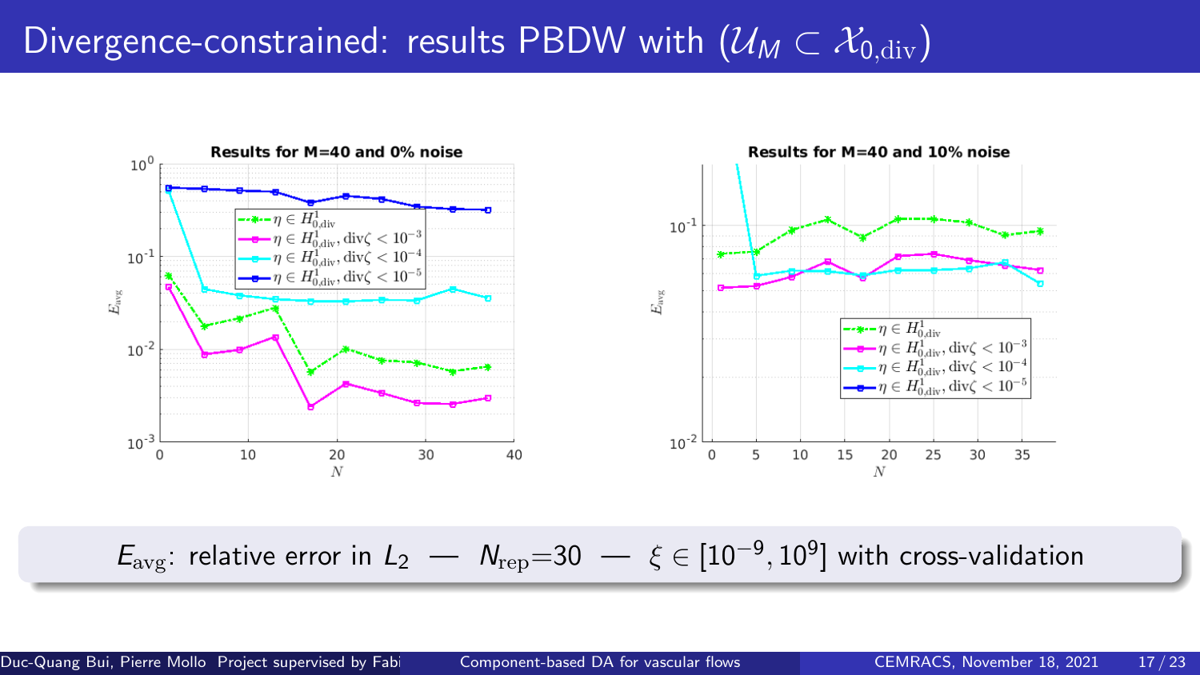# Divergence-constrained: results PBDW with ($\mathcal{U}_M \subset \mathcal{X}_{0,\mathrm{div}}$)

**Results for M=40 and 0% noise**

Legend:
- $\eta \in H^1_{0,\mathrm{div}}$
- $\eta \in H^1_{0,\mathrm{div}}, \mathrm{div}\zeta < 10^{-3}$
- $\eta \in H^1_{0,\mathrm{div}}, \mathrm{div}\zeta < 10^{-4}$
- $\eta \in H^1_{0,\mathrm{div}}, \mathrm{div}\zeta < 10^{-5}$

Axes: $E_{\mathrm{avg}}$ vs. $N$

**Results for M=40 and 10% noise**

Legend:
- $\eta \in H^1_{0,\mathrm{div}}$
- $\eta \in H^1_{0,\mathrm{div}}, \mathrm{div}\zeta < 10^{-3}$
- $\eta \in H^1_{0,\mathrm{div}}, \mathrm{div}\zeta < 10^{-4}$
- $\eta \in H^1_{0,\mathrm{div}}, \mathrm{div}\zeta < 10^{-5}$

Axes: $E_{\mathrm{avg}}$ vs. $N$

$E_{\mathrm{avg}}$: relative error in $L_2$ — $N_{\mathrm{rep}}$=30 — $\xi \in [10^{-9}, 10^{9}]$ with cross-validation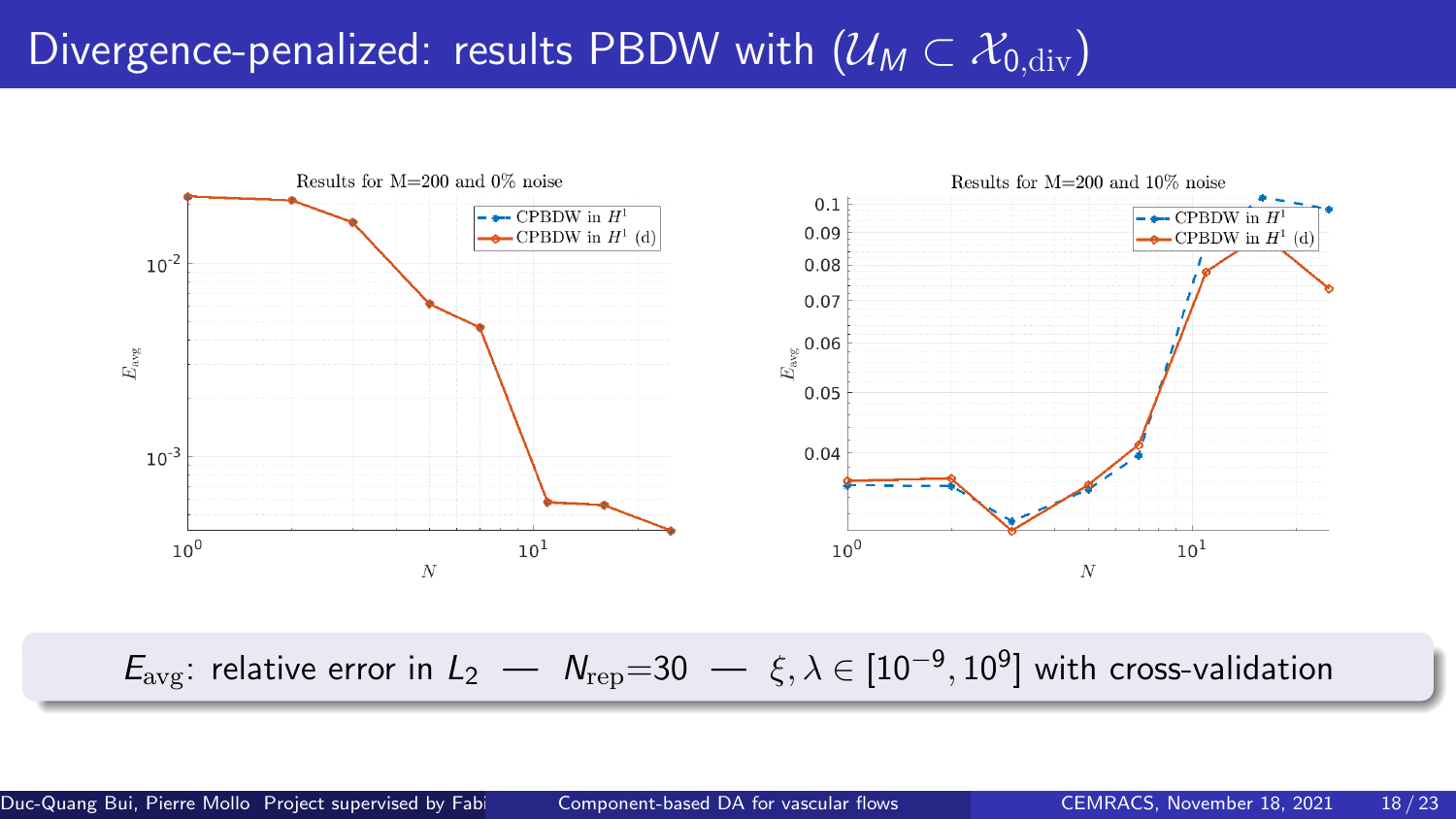# Divergence-penalized: results PBDW with ($\mathcal{U}_M \subset \mathcal{X}_{0,\mathrm{div}}$)

Results for M=200 and 0% noise

Results for M=200 and 10% noise

$E_{\mathrm{avg}}$: relative error in $L_2$ — $N_{\mathrm{rep}}$=30 — $\xi, \lambda \in [10^{-9}, 10^{9}]$ with cross-validation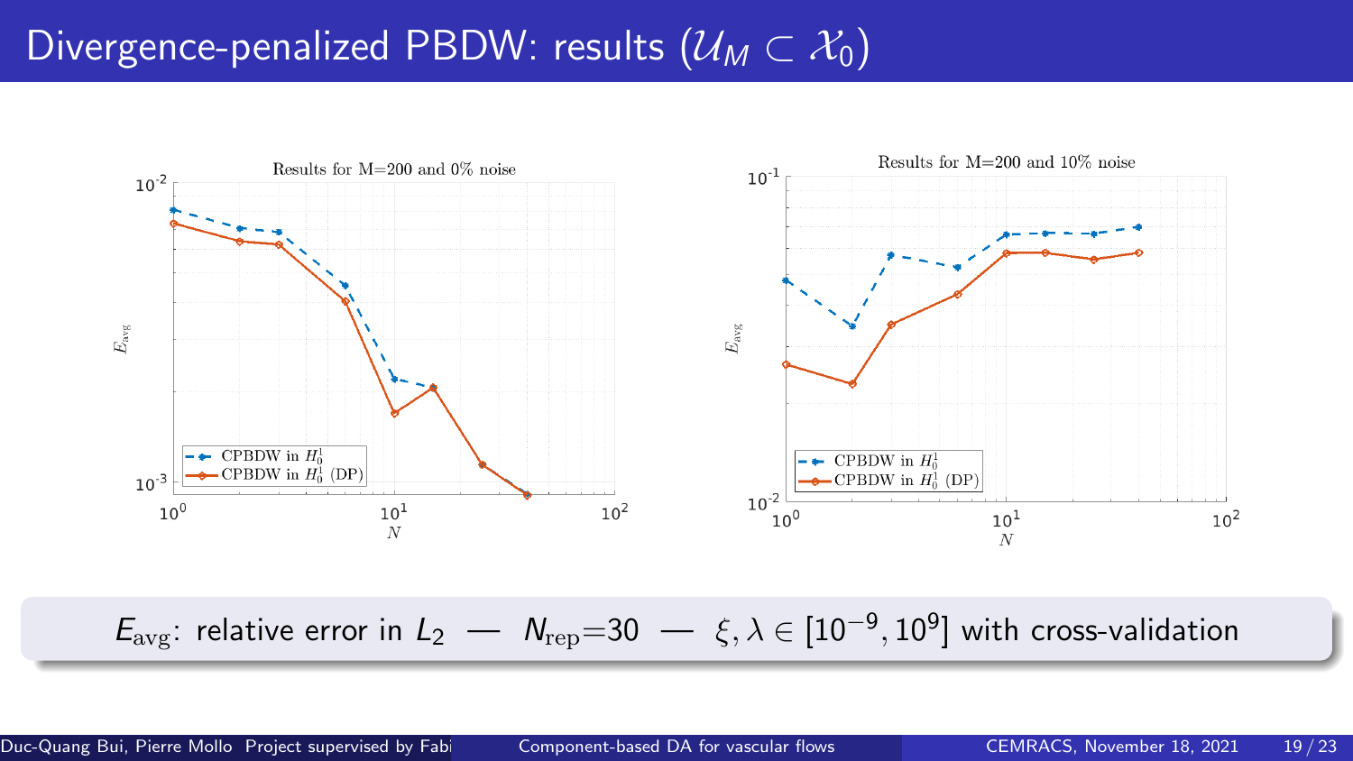# Divergence-penalized PBDW: results ($\mathcal{U}_M \subset \mathcal{X}_0$)

Results for M=200 and 0% noise

Results for M=200 and 10% noise

$E_{\text{avg}}$: relative error in $L_2$ — $N_{\text{rep}}$=30 — $\xi, \lambda \in [10^{-9}, 10^{9}]$ with cross-validation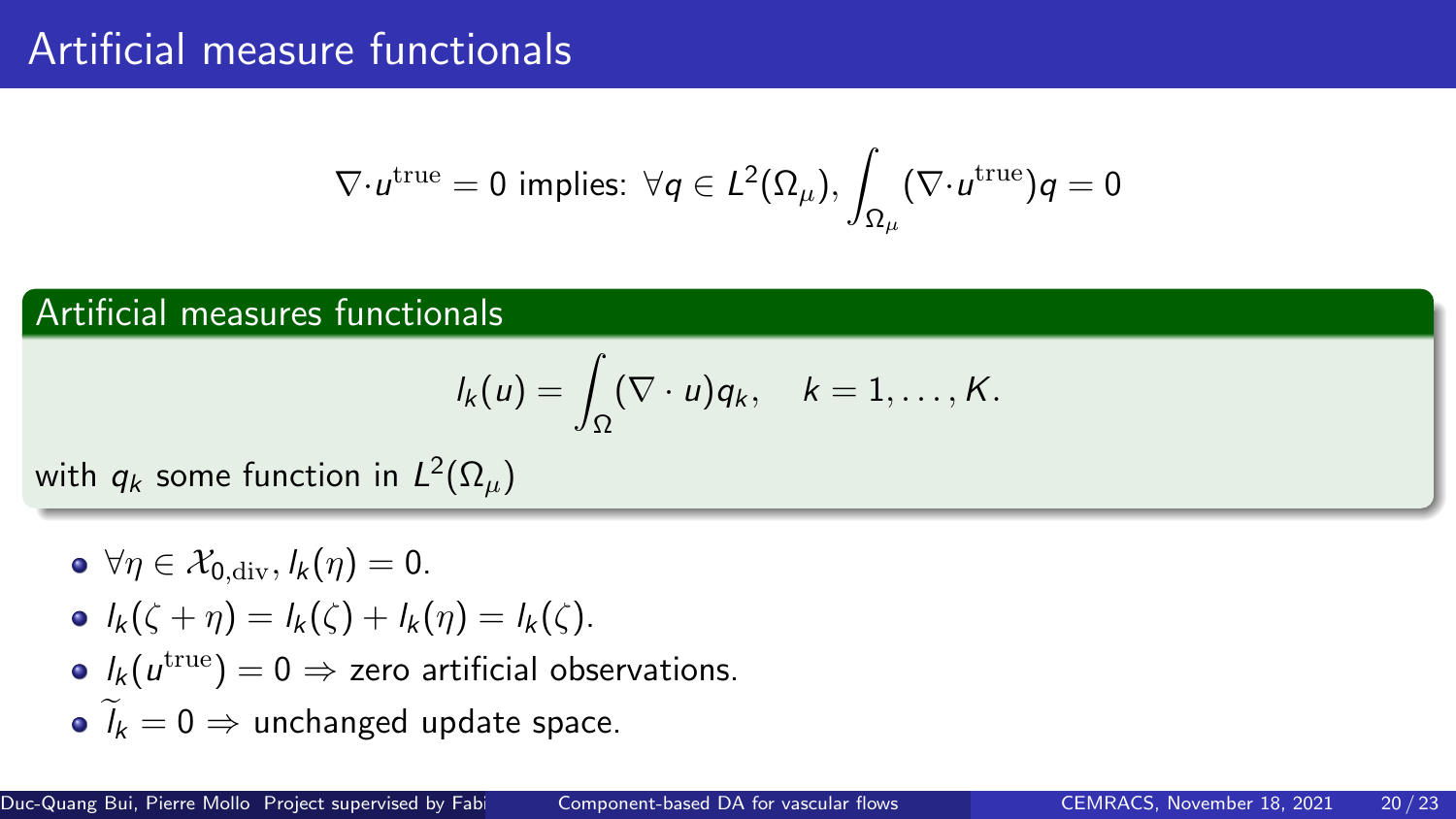# Artificial measure functionals

$$\nabla \cdot u^{\text{true}} = 0 \text{ implies: } \forall q \in L^2(\Omega_\mu), \int_{\Omega_\mu} (\nabla \cdot u^{\text{true}}) q = 0$$

## Artificial measures functionals

$$l_k(u) = \int_{\Omega} (\nabla \cdot u) q_k, \quad k = 1, \ldots, K.$$

with $q_k$ some function in $L^2(\Omega_\mu)$

- $\forall \eta \in \mathcal{X}_{0,\text{div}}, l_k(\eta) = 0$.
- $l_k(\zeta + \eta) = l_k(\zeta) + l_k(\eta) = l_k(\zeta)$.
- $l_k(u^{\text{true}}) = 0 \Rightarrow$ zero artificial observations.
- $\widetilde{l}_k = 0 \Rightarrow$ unchanged update space.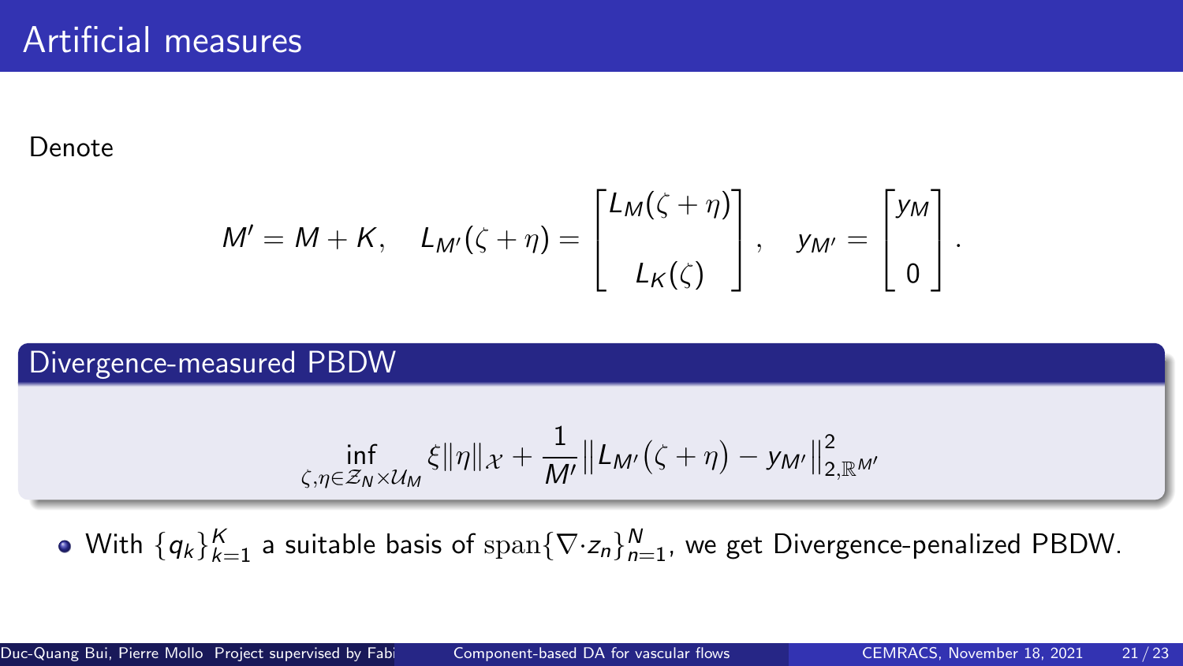# Artificial measures

Denote

$$M' = M + K, \quad L_{M'}(\zeta + \eta) = \begin{bmatrix} L_M(\zeta + \eta) \\ L_K(\zeta) \end{bmatrix}, \quad y_{M'} = \begin{bmatrix} y_M \\ 0 \end{bmatrix}.$$

## Divergence-measured PBDW

$$\inf_{\zeta, \eta \in \mathcal{Z}_N \times \mathcal{U}_M} \xi \|\eta\|_{\mathcal{X}} + \frac{1}{M'} \left\| L_{M'}(\zeta + \eta) - y_{M'} \right\|_{2,\mathbb{R}^{M'}}^2$$

- With $\{q_k\}_{k=1}^K$ a suitable basis of $\mathrm{span}\{\nabla \cdot z_n\}_{n=1}^N$, we get Divergence-penalized PBDW.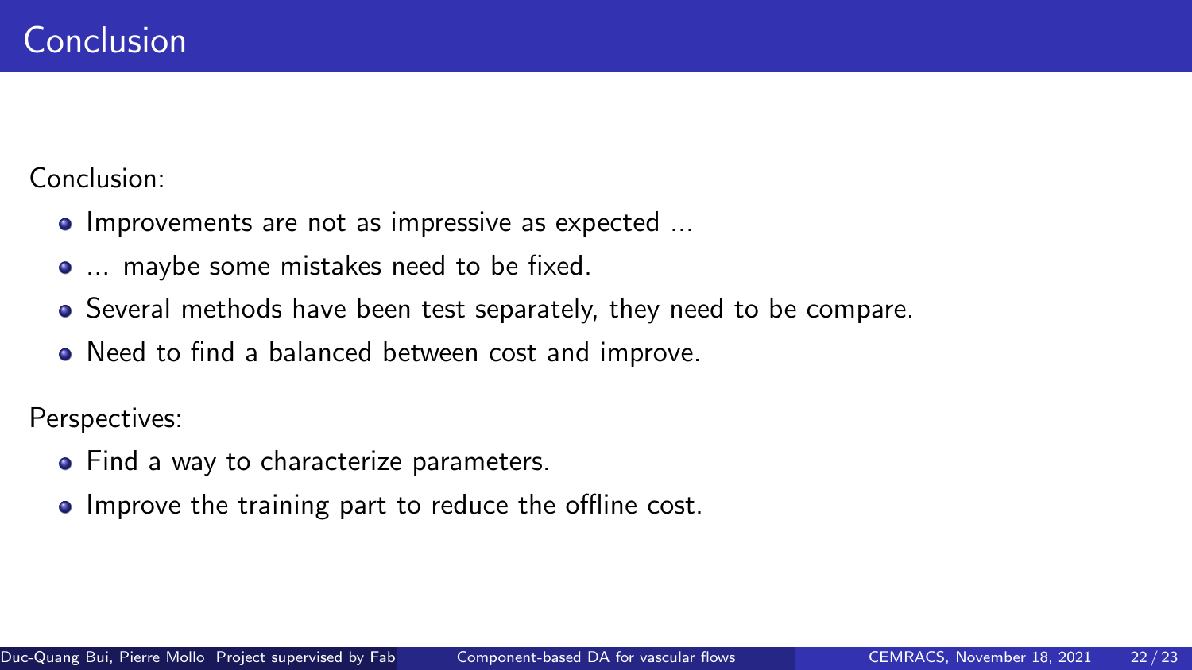# Conclusion

Conclusion:

- Improvements are not as impressive as expected ...
- ... maybe some mistakes need to be fixed.
- Several methods have been test separately, they need to be compare.
- Need to find a balanced between cost and improve.

Perspectives:

- Find a way to characterize parameters.
- Improve the training part to reduce the offline cost.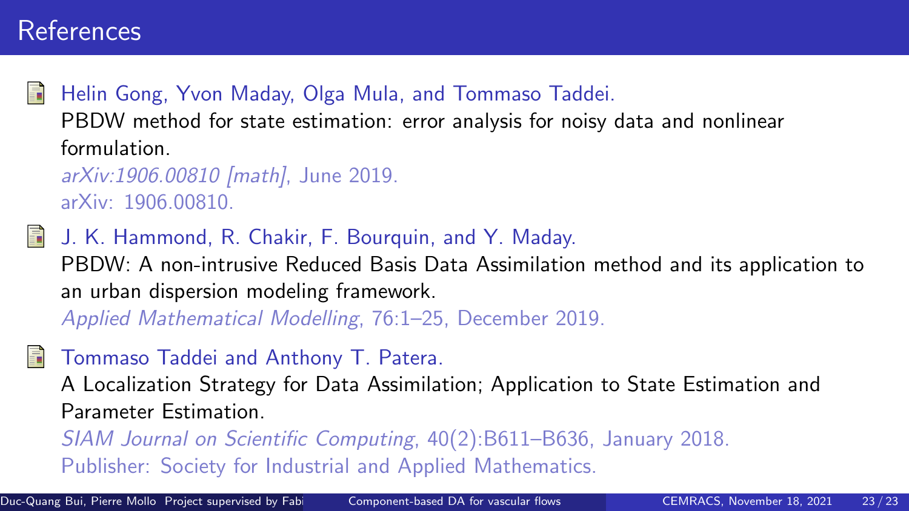# References

- Helin Gong, Yvon Maday, Olga Mula, and Tommaso Taddei.
  PBDW method for state estimation: error analysis for noisy data and nonlinear formulation.
  *arXiv:1906.00810 [math]*, June 2019.
  arXiv: 1906.00810.

- J. K. Hammond, R. Chakir, F. Bourquin, and Y. Maday.
  PBDW: A non-intrusive Reduced Basis Data Assimilation method and its application to an urban dispersion modeling framework.
  *Applied Mathematical Modelling*, 76:1–25, December 2019.

- Tommaso Taddei and Anthony T. Patera.
  A Localization Strategy for Data Assimilation; Application to State Estimation and Parameter Estimation.
  *SIAM Journal on Scientific Computing*, 40(2):B611–B636, January 2018.
  Publisher: Society for Industrial and Applied Mathematics.